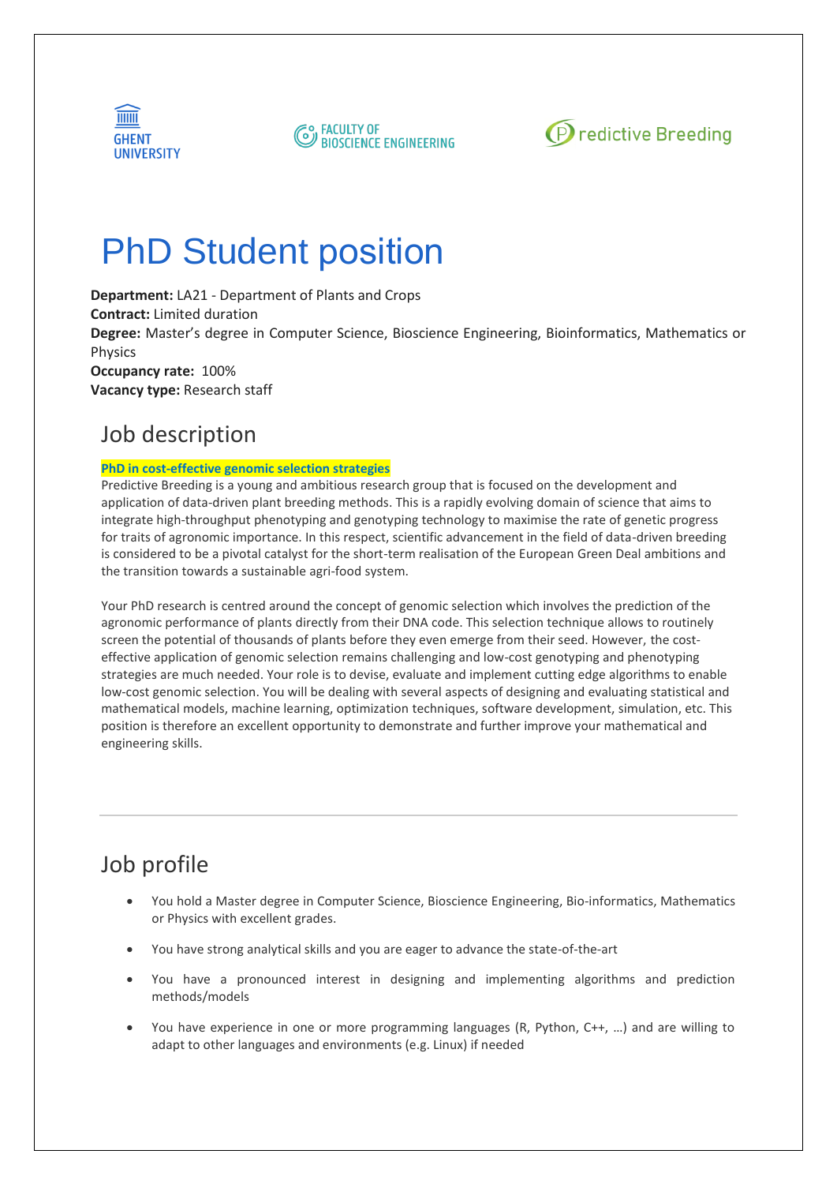Ghent University | Faculty of Bioscience Engineering | Predictive Breeding

# PhD Student position

**Department:** LA21 - Department of Plants and Crops
**Contract:** Limited duration
**Degree:** Master's degree in Computer Science, Bioscience Engineering, Bioinformatics, Mathematics or Physics
**Occupancy rate:** 100%
**Vacancy type:** Research staff

## Job description

**PhD in cost-effective genomic selection strategies**

Predictive Breeding is a young and ambitious research group that is focused on the development and application of data-driven plant breeding methods. This is a rapidly evolving domain of science that aims to integrate high-throughput phenotyping and genotyping technology to maximise the rate of genetic progress for traits of agronomic importance. In this respect, scientific advancement in the field of data-driven breeding is considered to be a pivotal catalyst for the short-term realisation of the European Green Deal ambitions and the transition towards a sustainable agri-food system.

Your PhD research is centred around the concept of genomic selection which involves the prediction of the agronomic performance of plants directly from their DNA code. This selection technique allows to routinely screen the potential of thousands of plants before they even emerge from their seed. However, the cost-effective application of genomic selection remains challenging and low-cost genotyping and phenotyping strategies are much needed. Your role is to devise, evaluate and implement cutting edge algorithms to enable low-cost genomic selection. You will be dealing with several aspects of designing and evaluating statistical and mathematical models, machine learning, optimization techniques, software development, simulation, etc. This position is therefore an excellent opportunity to demonstrate and further improve your mathematical and engineering skills.

---

## Job profile

- You hold a Master degree in Computer Science, Bioscience Engineering, Bio-informatics, Mathematics or Physics with excellent grades.
- You have strong analytical skills and you are eager to advance the state-of-the-art
- You have a pronounced interest in designing and implementing algorithms and prediction methods/models
- You have experience in one or more programming languages (R, Python, C++, …) and are willing to adapt to other languages and environments (e.g. Linux) if needed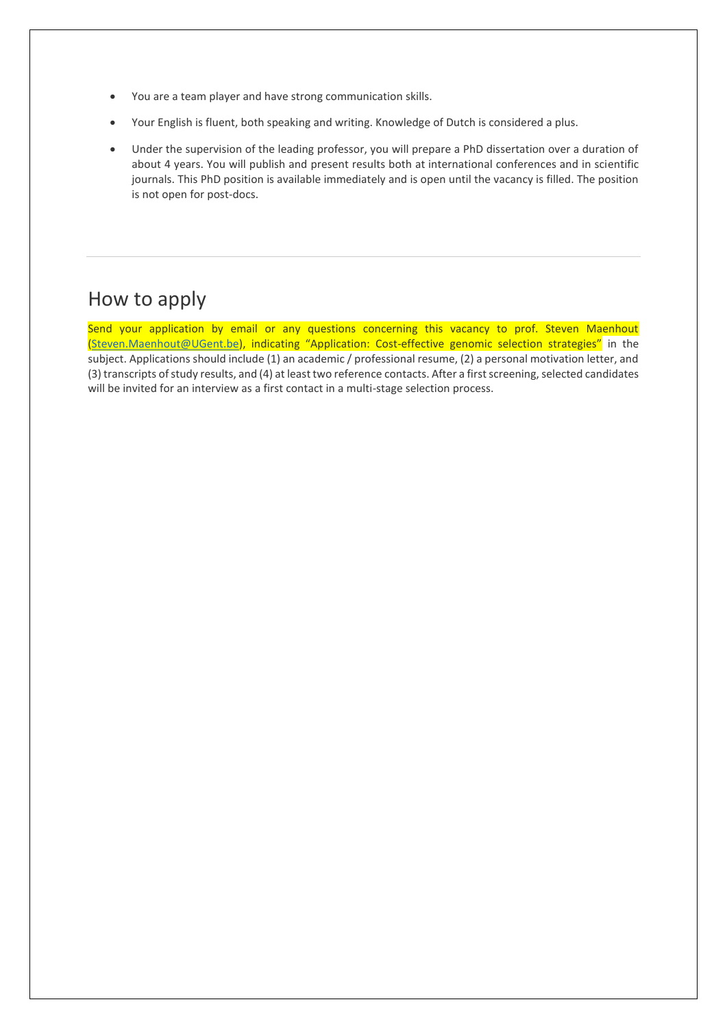- You are a team player and have strong communication skills.
- Your English is fluent, both speaking and writing. Knowledge of Dutch is considered a plus.
- Under the supervision of the leading professor, you will prepare a PhD dissertation over a duration of about 4 years. You will publish and present results both at international conferences and in scientific journals. This PhD position is available immediately and is open until the vacancy is filled. The position is not open for post-docs.

---

## How to apply

Send your application by email or any questions concerning this vacancy to prof. Steven Maenhout (Steven.Maenhout@UGent.be), indicating "Application: Cost-effective genomic selection strategies" in the subject. Applications should include (1) an academic / professional resume, (2) a personal motivation letter, and (3) transcripts of study results, and (4) at least two reference contacts. After a first screening, selected candidates will be invited for an interview as a first contact in a multi-stage selection process.